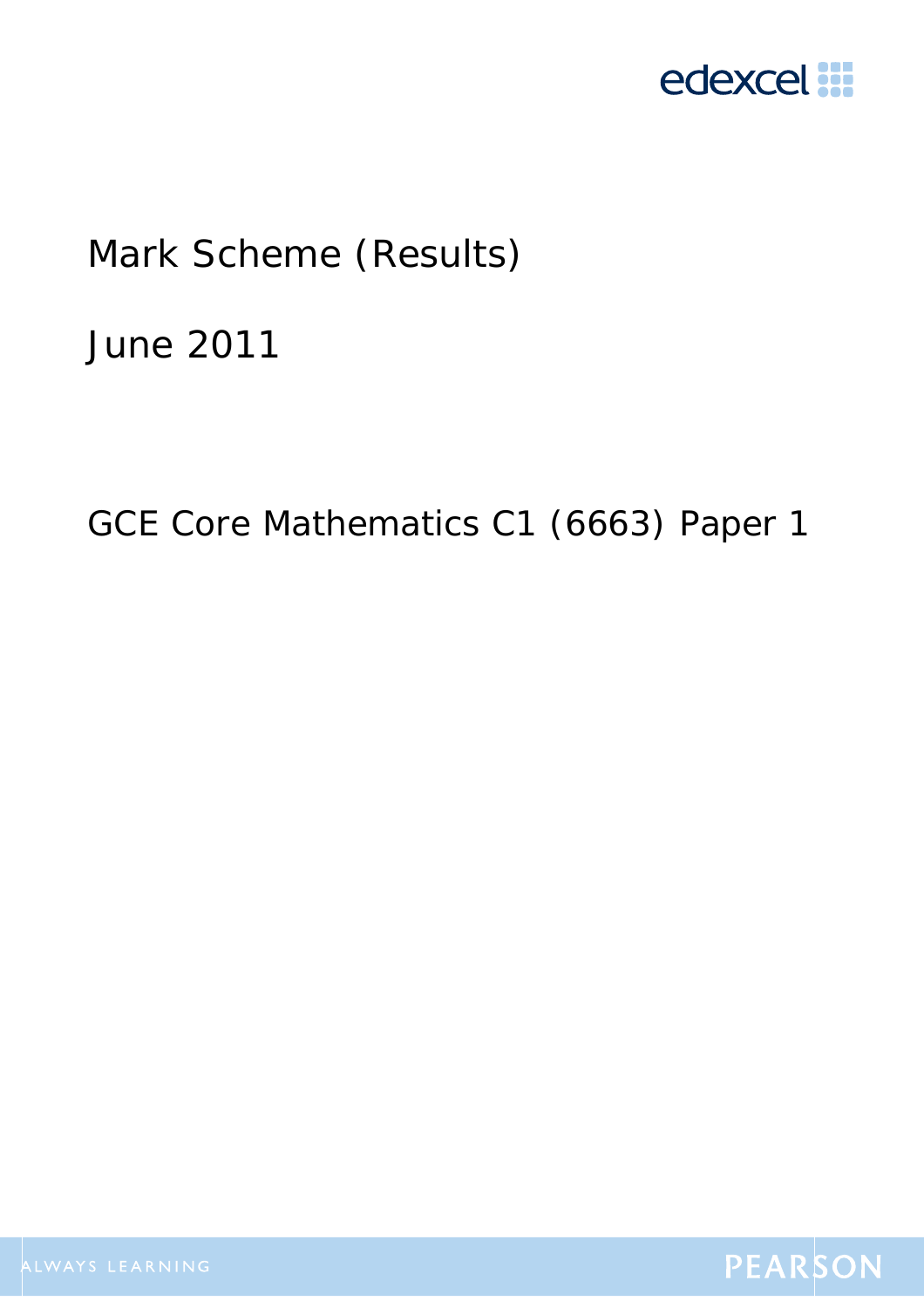edexcel

# Mark Scheme (Results)

June 2011

GCE Core Mathematics C1 (6663) Paper 1

ALWAYS LEARNING

PEARSON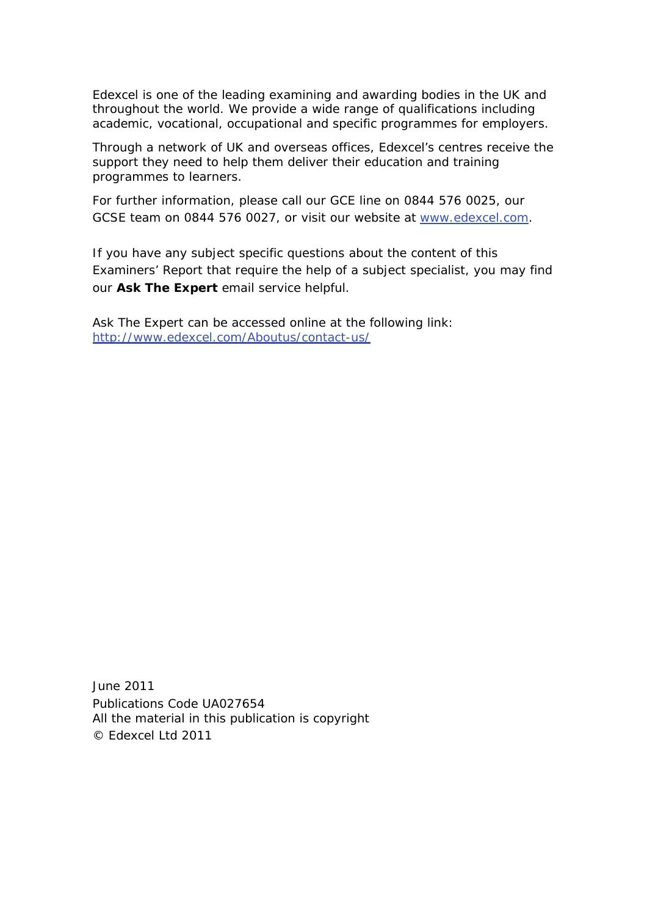Edexcel is one of the leading examining and awarding bodies in the UK and throughout the world. We provide a wide range of qualifications including academic, vocational, occupational and specific programmes for employers.

Through a network of UK and overseas offices, Edexcel's centres receive the support they need to help them deliver their education and training programmes to learners.

For further information, please call our GCE line on 0844 576 0025, our GCSE team on 0844 576 0027, or visit our website at www.edexcel.com.

If you have any subject specific questions about the content of this Examiners' Report that require the help of a subject specialist, you may find our **Ask The Expert** email service helpful.

Ask The Expert can be accessed online at the following link: http://www.edexcel.com/Aboutus/contact-us/

June 2011
Publications Code UA027654
All the material in this publication is copyright
© Edexcel Ltd 2011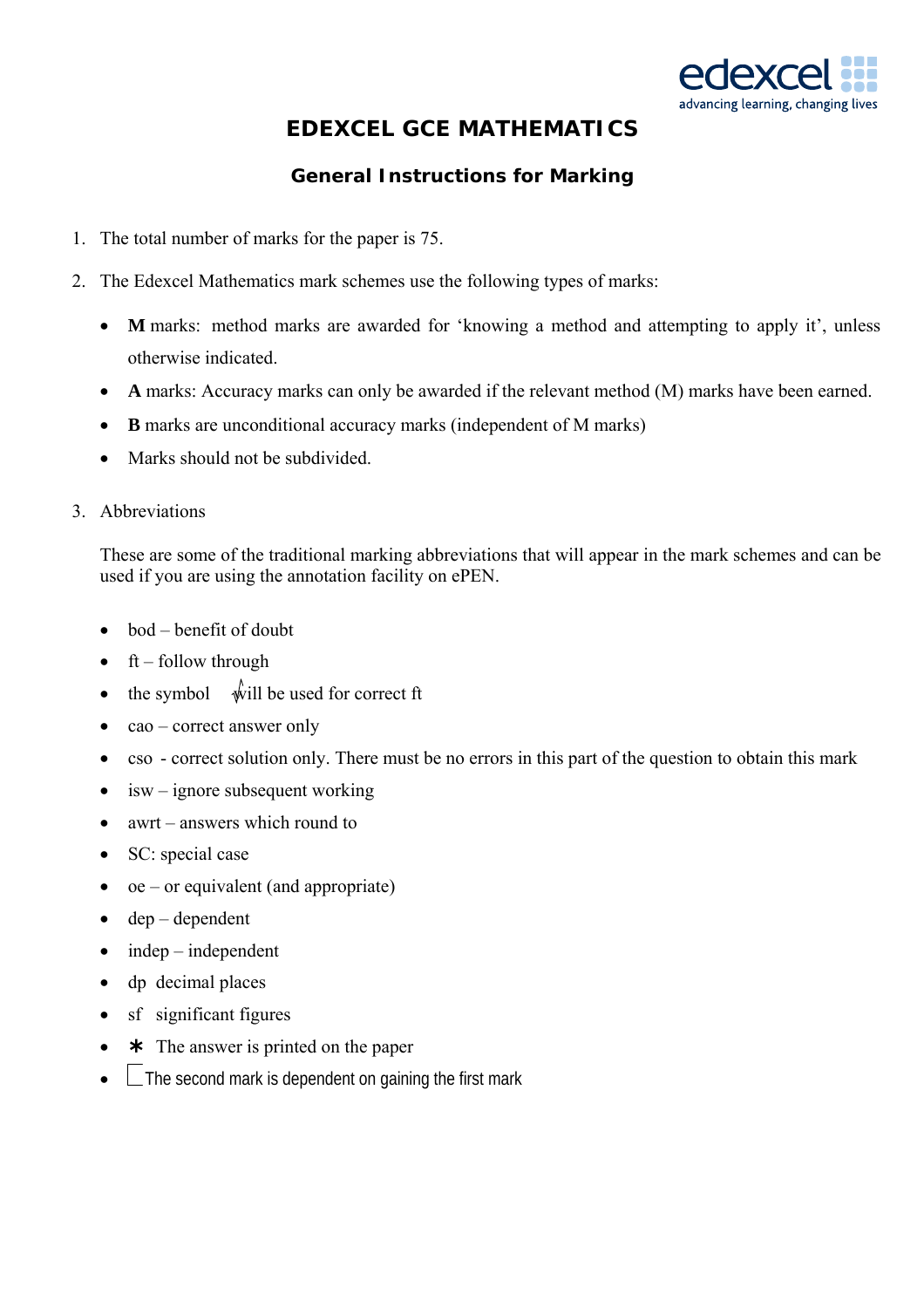# EDEXCEL GCE MATHEMATICS

## General Instructions for Marking

1. The total number of marks for the paper is 75.

2. The Edexcel Mathematics mark schemes use the following types of marks:

   - **M** marks: method marks are awarded for 'knowing a method and attempting to apply it', unless otherwise indicated.
   - **A** marks: Accuracy marks can only be awarded if the relevant method (M) marks have been earned.
   - **B** marks are unconditional accuracy marks (independent of M marks)
   - Marks should not be subdivided.

3. Abbreviations

   These are some of the traditional marking abbreviations that will appear in the mark schemes and can be used if you are using the annotation facility on ePEN.

   - bod – benefit of doubt
   - ft – follow through
   - the symbol √ will be used for correct ft
   - cao – correct answer only
   - cso - correct solution only. There must be no errors in this part of the question to obtain this mark
   - isw – ignore subsequent working
   - awrt – answers which round to
   - SC: special case
   - oe – or equivalent (and appropriate)
   - dep – dependent
   - indep – independent
   - dp decimal places
   - sf significant figures
   - * The answer is printed on the paper
   - ⌊ The second mark is dependent on gaining the first mark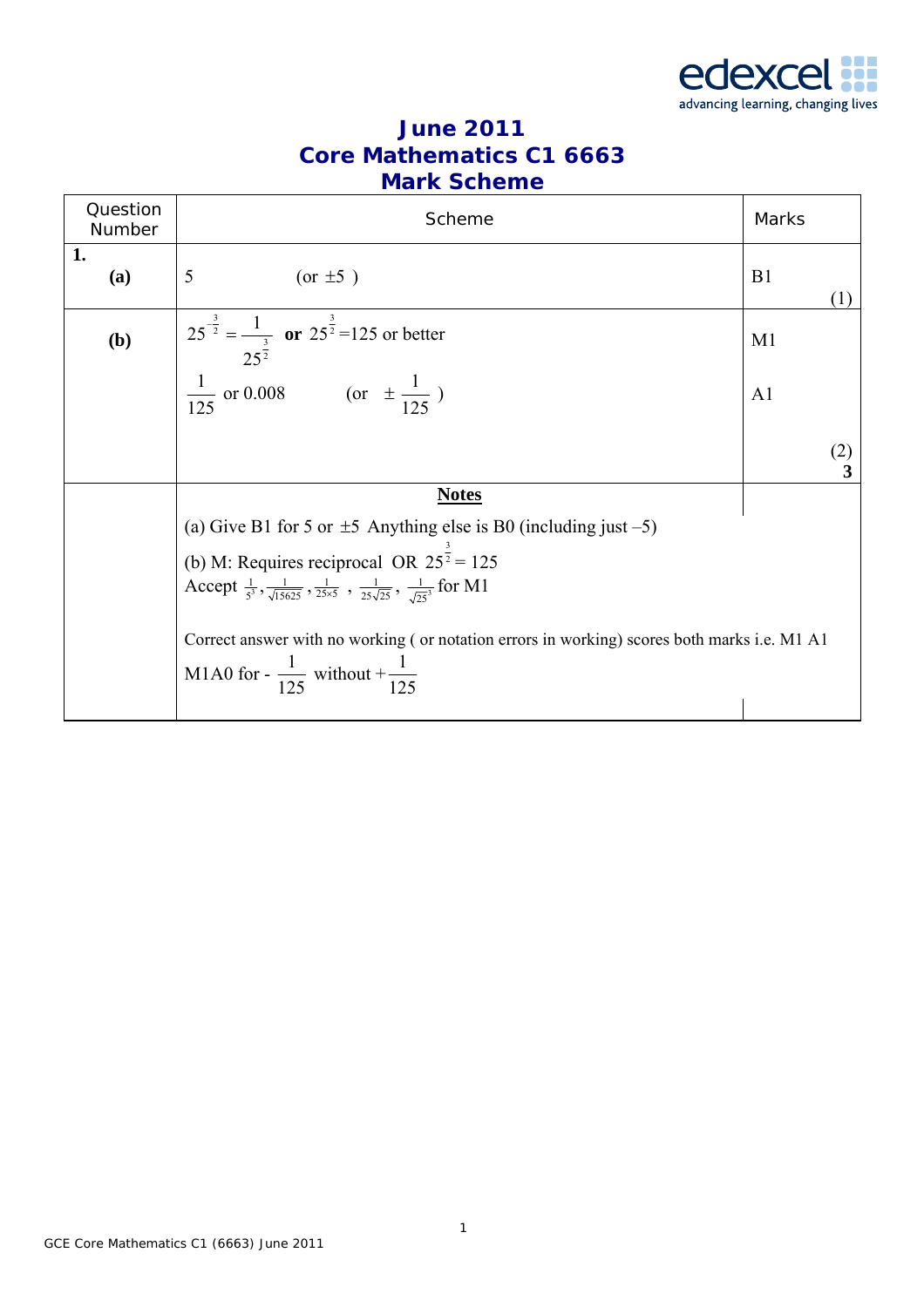# June 2011
# Core Mathematics C1 6663
# Mark Scheme

| Question Number | Scheme | Marks |
|---|---|---|
| **1.** **(a)** | 5 (or $\pm 5$ ) | B1 (1) |
| **(b)** | $25^{-\frac{3}{2}} = \frac{1}{25^{\frac{3}{2}}}$ **or** $25^{\frac{3}{2}} = 125$ or better | M1 |
| | $\frac{1}{125}$ or 0.008 (or $\pm \frac{1}{125}$ ) | A1 |
| | | (2) **3** |
| | **Notes** | |
| | (a) Give B1 for 5 or $\pm 5$ Anything else is B0 (including just $-5$) | |
| | (b) M: Requires reciprocal OR $25^{\frac{3}{2}} = 125$ Accept $\frac{1}{5^3}$, $\frac{1}{\sqrt{15625}}$, $\frac{1}{25\times 5}$, $\frac{1}{25\sqrt{25}}$, $\frac{1}{\sqrt{25}^3}$ for M1 | |
| | Correct answer with no working ( or notation errors in working) scores both marks i.e. M1 A1 | |
| | M1A0 for - $\frac{1}{125}$ without + $\frac{1}{125}$ | |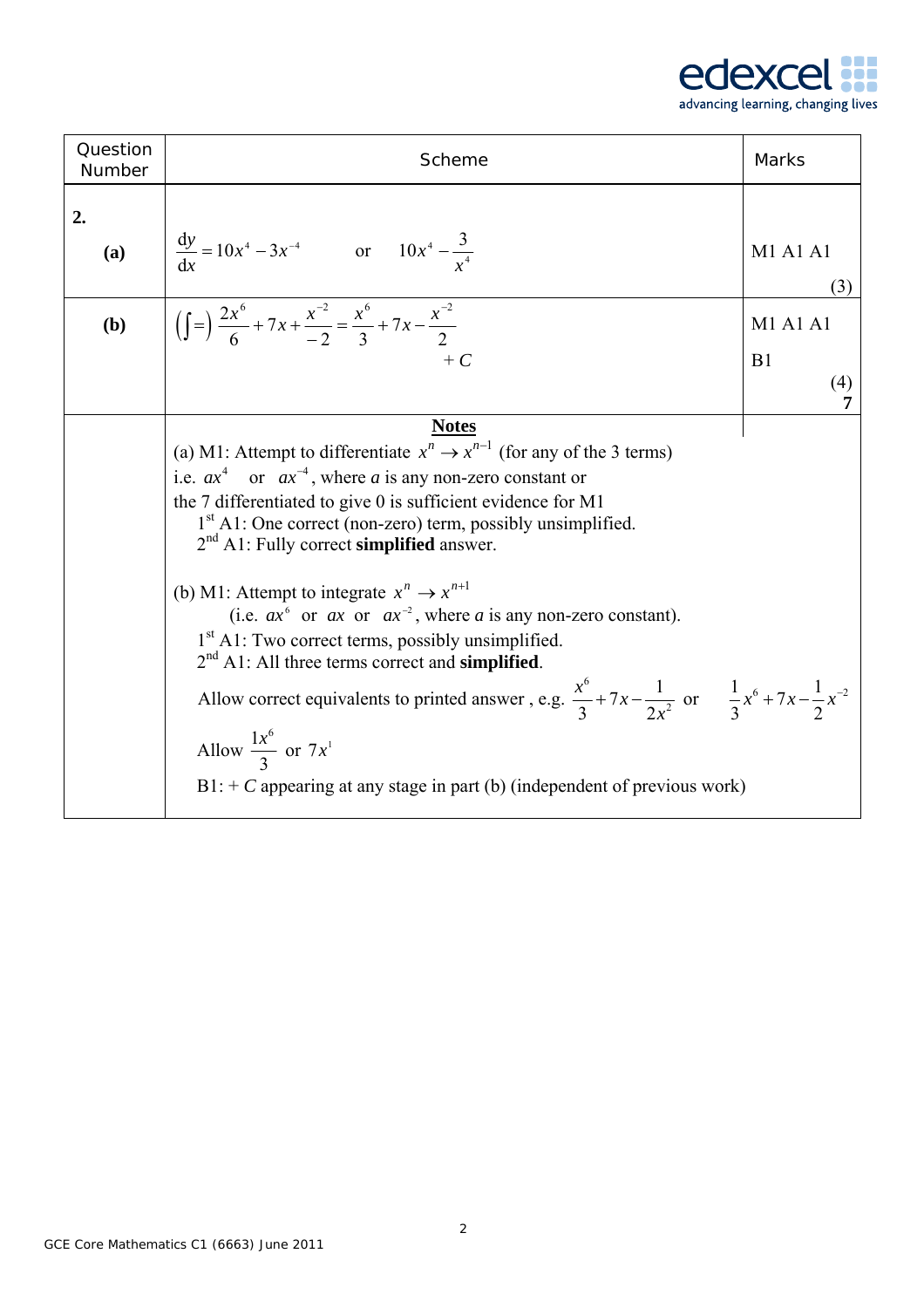| Question Number | Scheme | Marks |
|---|---|---|
| **2.** **(a)** | $\frac{dy}{dx} = 10x^4 - 3x^{-4}$ or $10x^4 - \frac{3}{x^4}$ | M1 A1 A1 (3) |
| **(b)** | $\left(\int=\right) \frac{2x^6}{6} + 7x + \frac{x^{-2}}{-2} = \frac{x^6}{3} + 7x - \frac{x^{-2}}{2}$ $+ C$ | M1 A1 A1 B1 (4) **7** |

**Notes**

(a) M1: Attempt to differentiate $x^n \to x^{n-1}$ (for any of the 3 terms) i.e. $ax^4$ or $ax^{-4}$, where $a$ is any non-zero constant or the 7 differentiated to give 0 is sufficient evidence for M1

1st A1: One correct (non-zero) term, possibly unsimplified.

2nd A1: Fully correct **simplified** answer.

(b) M1: Attempt to integrate $x^n \to x^{n+1}$ (i.e. $ax^6$ or $ax$ or $ax^{-2}$, where $a$ is any non-zero constant).

1st A1: Two correct terms, possibly unsimplified.

2nd A1: All three terms correct and **simplified**.

Allow correct equivalents to printed answer , e.g. $\frac{x^6}{3} + 7x - \frac{1}{2x^2}$ or $\frac{1}{3}x^6 + 7x - \frac{1}{2}x^{-2}$

Allow $\frac{1x^6}{3}$ or $7x^1$

B1: $+ C$ appearing at any stage in part (b) (independent of previous work)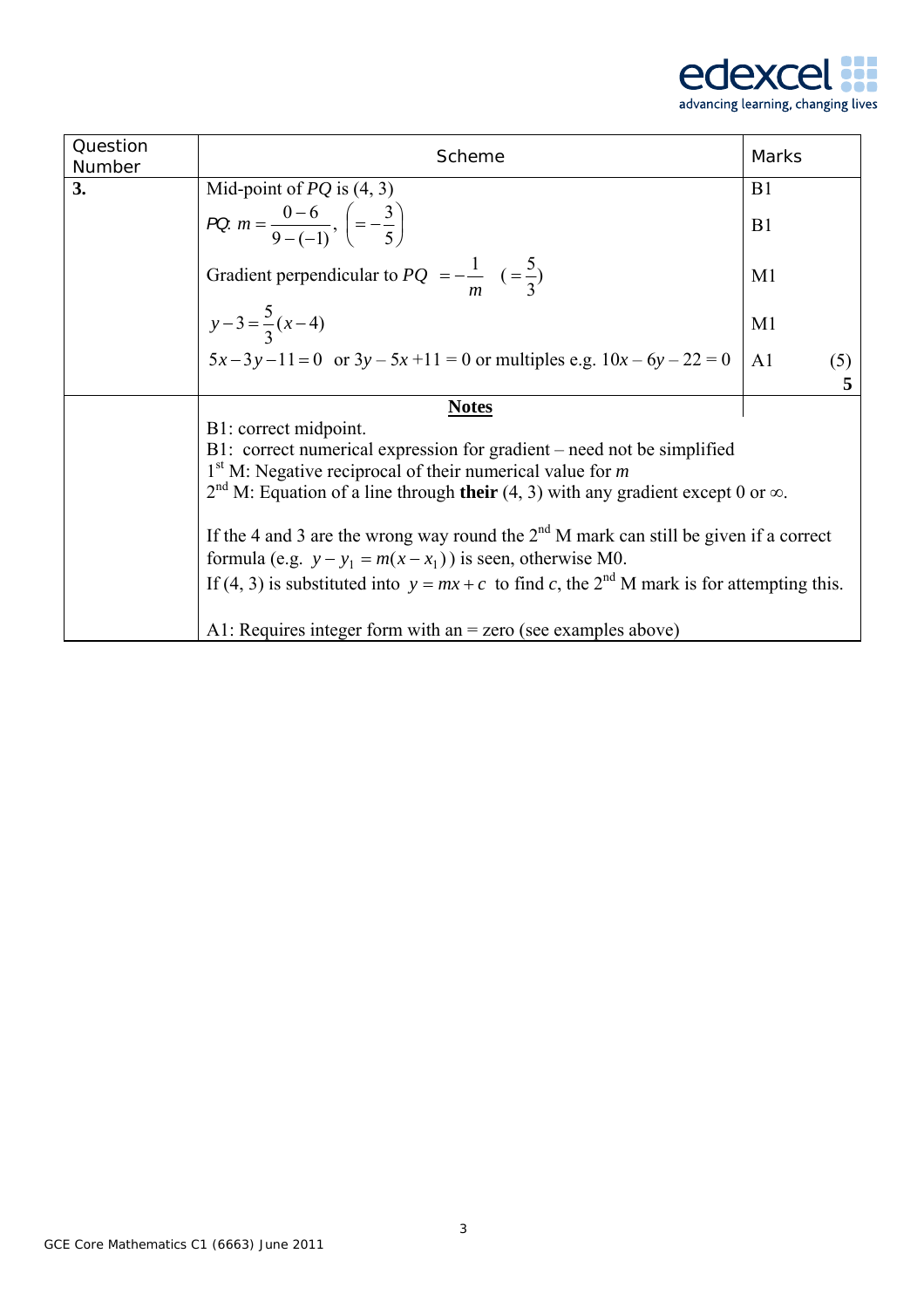| Question Number | Scheme | Marks | |
|---|---|---|---|
| **3.** | Mid-point of $PQ$ is (4, 3) | B1 | |
| | $PQ$: $m = \frac{0-6}{9-(-1)}$, $\left(= -\frac{3}{5}\right)$ | B1 | |
| | Gradient perpendicular to $PQ$ $= -\frac{1}{m}$ $\left(= \frac{5}{3}\right)$ | M1 | |
| | $y - 3 = \frac{5}{3}(x-4)$ | M1 | |
| | $5x - 3y - 11 = 0$ or $3y - 5x + 11 = 0$ or multiples e.g. $10x - 6y - 22 = 0$ | A1 | (5) |
| | | | **5** |

**Notes**

B1: correct midpoint.
B1: correct numerical expression for gradient – need not be simplified
1st M: Negative reciprocal of their numerical value for $m$
2nd M: Equation of a line through **their** (4, 3) with any gradient except 0 or $\infty$.

If the 4 and 3 are the wrong way round the 2nd M mark can still be given if a correct formula (e.g. $y - y_1 = m(x - x_1)$) is seen, otherwise M0.
If (4, 3) is substituted into $y = mx + c$ to find $c$, the 2nd M mark is for attempting this.

A1: Requires integer form with an = zero (see examples above)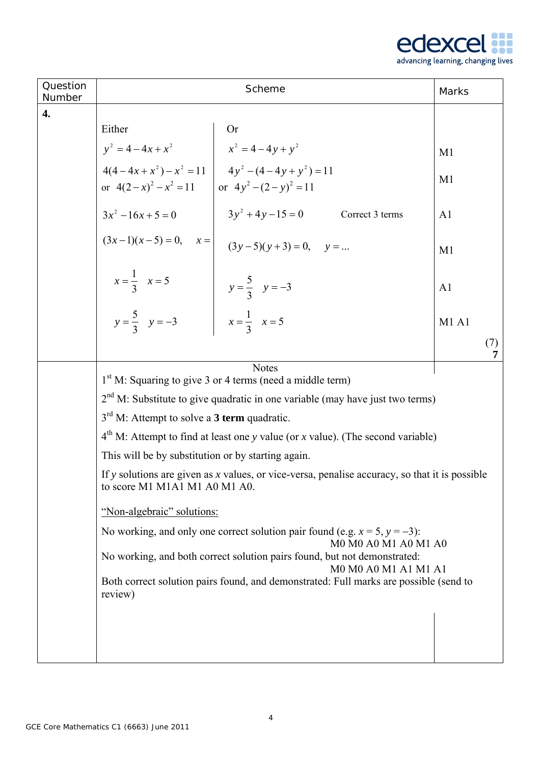| Question Number | Scheme | | Marks |
|---|---|---|---|
| **4.** | Either | Or | |
| | $y^2 = 4 - 4x + x^2$ | $x^2 = 4 - 4y + y^2$ | M1 |
| | $4(4 - 4x + x^2) - x^2 = 11$ or $4(2-x)^2 - x^2 = 11$ | $4y^2 - (4 - 4y + y^2) = 11$ or $4y^2 - (2-y)^2 = 11$ | M1 |
| | $3x^2 - 16x + 5 = 0$ | $3y^2 + 4y - 15 = 0$ Correct 3 terms | A1 |
| | $(3x-1)(x-5) = 0, \quad x =$ | $(3y-5)(y+3) = 0, \quad y = ...$ | M1 |
| | $x = \frac{1}{3} \quad x = 5$ | $y = \frac{5}{3} \quad y = -3$ | A1 |
| | $y = \frac{5}{3} \quad y = -3$ | $x = \frac{1}{3} \quad x = 5$ | M1 A1 |
| | | | (7) **7** |

**Notes**

1st M: Squaring to give 3 or 4 terms (need a middle term)

2nd M: Substitute to give quadratic in one variable (may have just two terms)

3rd M: Attempt to solve a **3 term** quadratic.

4th M: Attempt to find at least one $y$ value (or $x$ value). (The second variable)

This will be by substitution or by starting again.

If $y$ solutions are given as $x$ values, or vice-versa, penalise accuracy, so that it is possible to score M1 M1A1 M1 A0 M1 A0.

"Non-algebraic" solutions:

No working, and only one correct solution pair found (e.g. $x = 5, y = -3$):
M0 M0 A0 M1 A0 M1 A0

No working, and both correct solution pairs found, but not demonstrated:
M0 M0 A0 M1 A1 M1 A1

Both correct solution pairs found, and demonstrated: Full marks are possible (send to review)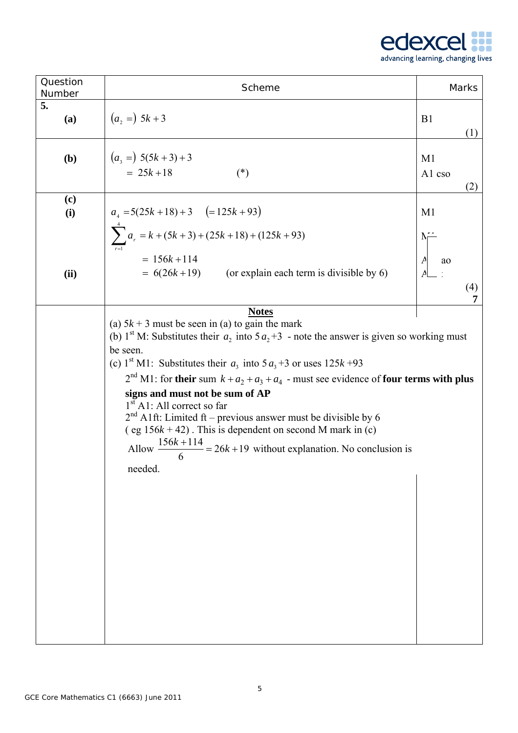| Question Number | Scheme | Marks |
|---|---|---|
| **5.** **(a)** | $(a_2 =)\ 5k+3$ | B1 (1) |
| **(b)** | $(a_3 =)\ 5(5k+3)+3$ <br> $= 25k+18$ (*) | M1 <br> A1 cso (2) |
| **(c)** **(i)** | $a_4 = 5(25k+18)+3 \quad (=125k+93)$ <br> $\sum_{r=1}^{4} a_r = k+(5k+3)+(25k+18)+(125k+93)$ <br> $= 156k+114$ | M1 <br> M1 <br> A1 cao |
| **(ii)** | $= 6(26k+19)$ (or explain each term is divisible by 6) | A1ft (4) <br> **7** |

**Notes**

(a) $5k+3$ must be seen in (a) to gain the mark

(b) 1st M: Substitutes their $a_2$ into $5a_2+3$ - note the answer is given so working must be seen.

(c) 1st M1: Substitutes their $a_3$ into $5a_3+3$ or uses $125k+93$

2nd M1: for **their** sum $k+a_2+a_3+a_4$ - must see evidence of **four terms with plus signs and must not be sum of AP**

1st A1: All correct so far

2nd A1ft: Limited ft – previous answer must be divisible by 6 (eg $156k+42$). This is dependent on second M mark in (c)

Allow $\frac{156k+114}{6} = 26k+19$ without explanation. No conclusion is needed.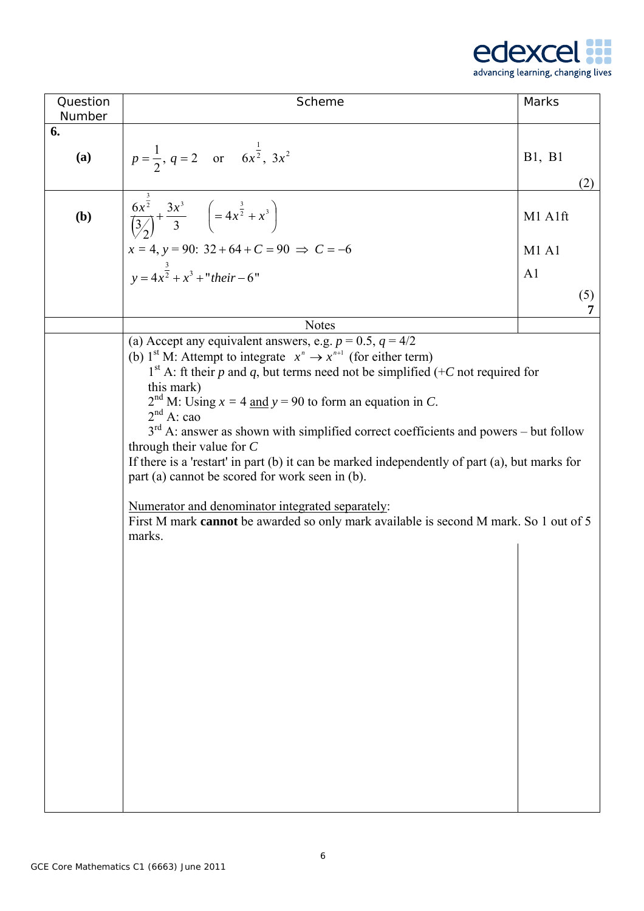| Question Number | Scheme | Marks |
|---|---|---|
| **6.** | | |
| **(a)** | $p = \frac{1}{2},\ q = 2$ or $6x^{\frac{1}{2}},\ 3x^2$ | B1, B1 |
| | | (2) |
| **(b)** | $\frac{6x^{\frac{3}{2}}}{\left(\frac{3}{2}\right)} + \frac{3x^3}{3} \quad \left(= 4x^{\frac{3}{2}} + x^3\right)$ | M1 A1ft |
| | $x = 4,\ y = 90$: $32 + 64 + C = 90 \Rightarrow C = -6$ | M1 A1 |
| | $y = 4x^{\frac{3}{2}} + x^3 + \text{"}their - 6\text{"}$ | A1 |
| | | (5) **7** |

**Notes**

(a) Accept any equivalent answers, e.g. $p = 0.5$, $q = 4/2$

(b) 1[st] M: Attempt to integrate $x^n \to x^{n+1}$ (for either term)

1[st] A: ft their $p$ and $q$, but terms need not be simplified ($+C$ not required for this mark)

2[nd] M: Using $x = 4$ and $y = 90$ to form an equation in $C$.

2[nd] A: cao

3[rd] A: answer as shown with simplified correct coefficients and powers – but follow through their value for $C$

If there is a 'restart' in part (b) it can be marked independently of part (a), but marks for part (a) cannot be scored for work seen in (b).

Numerator and denominator integrated separately:

First M mark **cannot** be awarded so only mark available is second M mark. So 1 out of 5 marks.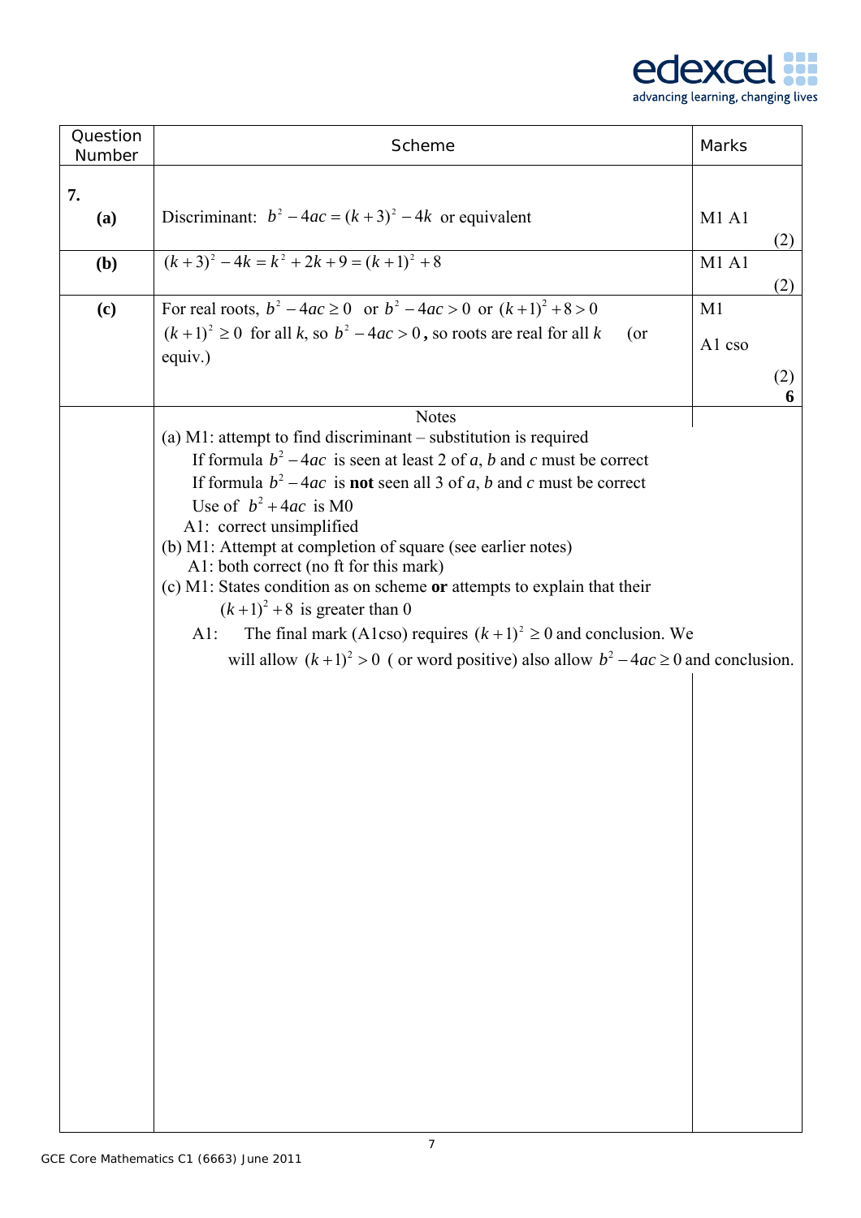| Question Number | Scheme | Marks |
|---|---|---|
| **7. (a)** | Discriminant: $b^2 - 4ac = (k+3)^2 - 4k$ or equivalent | M1 A1 (2) |
| **(b)** | $(k+3)^2 - 4k = k^2 + 2k + 9 = (k+1)^2 + 8$ | M1 A1 (2) |
| **(c)** | For real roots, $b^2 - 4ac \geq 0$ or $b^2 - 4ac > 0$ or $(k+1)^2 + 8 > 0$ <br> $(k+1)^2 \geq 0$ for all $k$, so $b^2 - 4ac > 0$**,** so roots are real for all $k$ (or equiv.) | M1 <br> A1 cso (2) **6** |

**Notes**

(a) M1: attempt to find discriminant – substitution is required

If formula $b^2 - 4ac$ is seen at least 2 of $a$, $b$ and $c$ must be correct

If formula $b^2 - 4ac$ is **not** seen all 3 of $a$, $b$ and $c$ must be correct

Use of $b^2 + 4ac$ is M0

A1: correct unsimplified

(b) M1: Attempt at completion of square (see earlier notes)

A1: both correct (no ft for this mark)

(c) M1: States condition as on scheme **or** attempts to explain that their $(k+1)^2 + 8$ is greater than 0

A1: The final mark (A1cso) requires $(k+1)^2 \geq 0$ and conclusion. We will allow $(k+1)^2 > 0$ ( or word positive) also allow $b^2 - 4ac \geq 0$ and conclusion.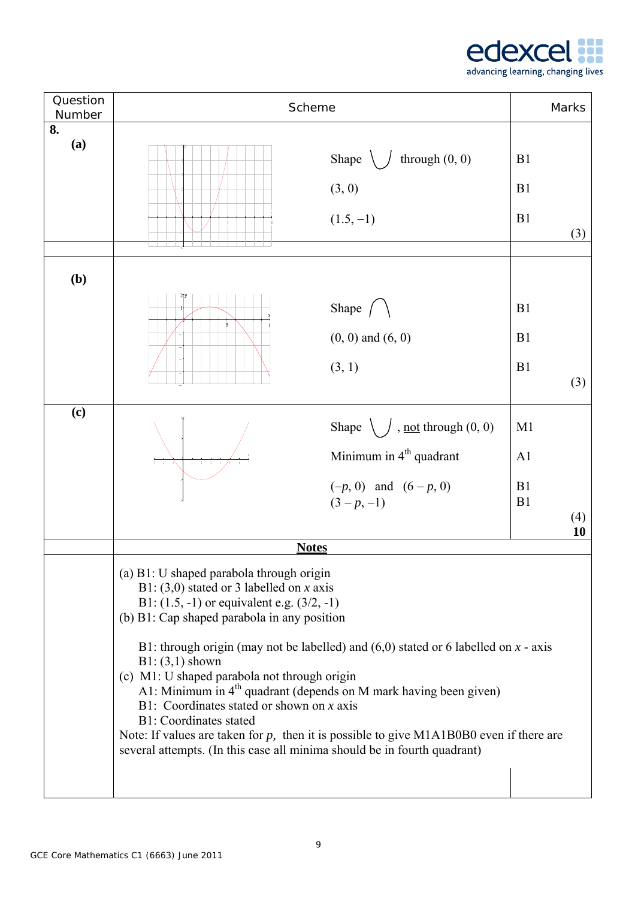| Question Number | Scheme | Marks |
|---|---|---|
| **8.** **(a)** | Shape ∪ through (0, 0) | B1 |
| | (3, 0) | B1 |
| | (1.5, −1) | B1 (3) |
| **(b)** | Shape ∩ | B1 |
| | (0, 0) and (6, 0) | B1 |
| | (3, 1) | B1 (3) |
| **(c)** | Shape ∪ , <u>not</u> through (0, 0) | M1 |
| | Minimum in 4th quadrant | A1 |
| | $(-p, 0)$ and $(6 - p, 0)$ | B1 |
| | $(3 - p, -1)$ | B1 (4) **10** |

**Notes**

(a) B1: U shaped parabola through origin
B1: (3,0) stated or 3 labelled on $x$ axis
B1: (1.5, -1) or equivalent e.g. (3/2, -1)

(b) B1: Cap shaped parabola in any position
B1: through origin (may not be labelled) and (6,0) stated or 6 labelled on $x$ - axis
B1: (3,1) shown

(c) M1: U shaped parabola not through origin
A1: Minimum in 4th quadrant (depends on M mark having been given)
B1: Coordinates stated or shown on $x$ axis
B1: Coordinates stated

Note: If values are taken for $p$, then it is possible to give M1A1B0B0 even if there are several attempts. (In this case all minima should be in fourth quadrant)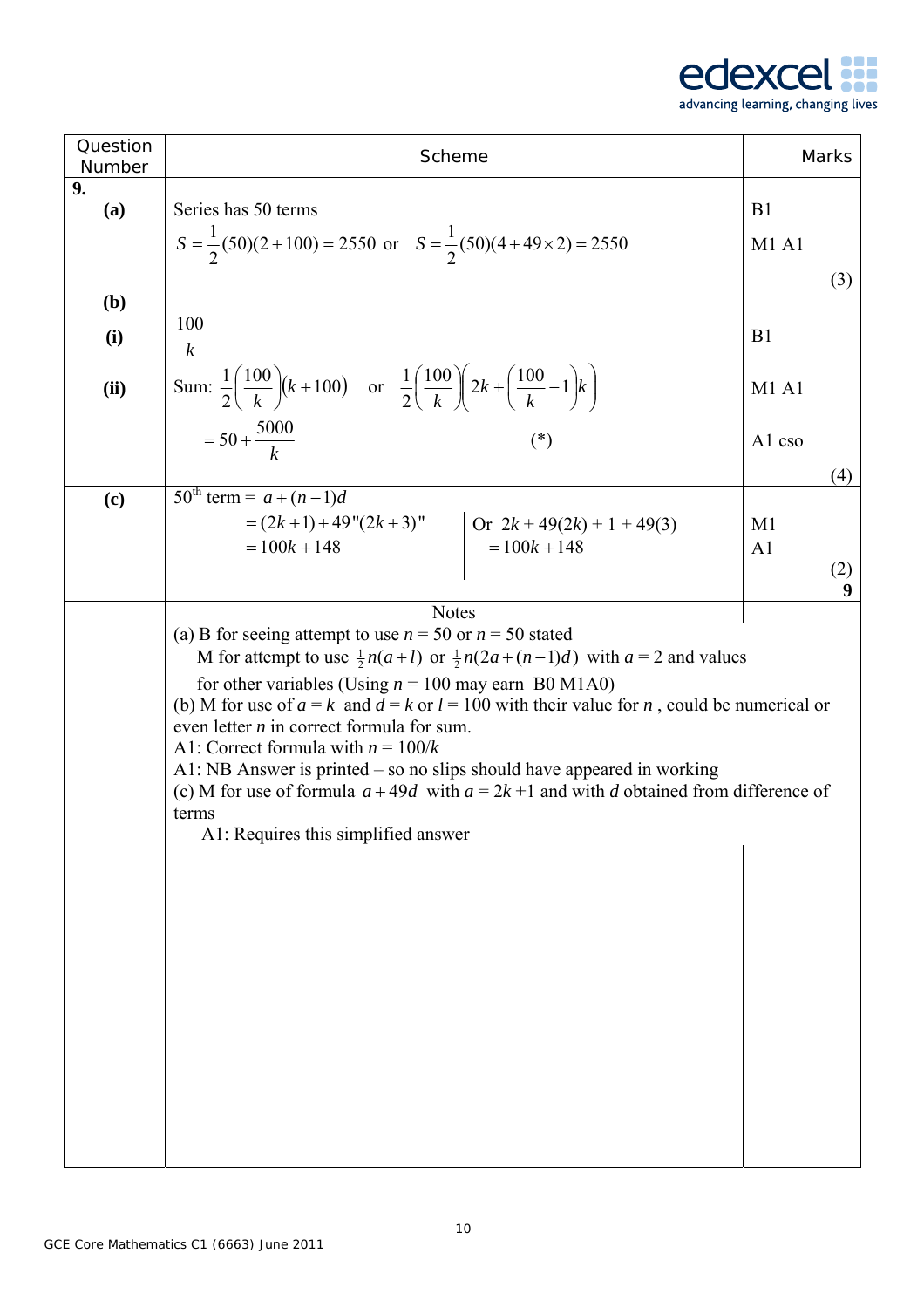| Question Number | Scheme | Marks |
|---|---|---|
| **9.** | | |
| **(a)** | Series has 50 terms | B1 |
| | $S = \frac{1}{2}(50)(2+100) = 2550$ or $S = \frac{1}{2}(50)(4 + 49\times 2) = 2550$ | M1 A1 |
| | | (3) |
| **(b)** | | |
| **(i)** | $\frac{100}{k}$ | B1 |
| **(ii)** | Sum: $\frac{1}{2}\left(\frac{100}{k}\right)(k+100)$ or $\frac{1}{2}\left(\frac{100}{k}\right)\left(2k + \left(\frac{100}{k} - 1\right)k\right)$ | M1 A1 |
| | $= 50 + \frac{5000}{k}$ (*) | A1 cso |
| | | (4) |
| **(c)** | $50^{\text{th}}$ term $= a + (n-1)d$ | |
| | $= (2k+1) + 49"(2k+3)"$ Or $2k + 49(2k) + 1 + 49(3)$ | M1 |
| | $= 100k + 148$ $= 100k + 148$ | A1 |
| | | (2) |
| | | **9** |

Notes

(a) B for seeing attempt to use $n = 50$ or $n = 50$ stated

M for attempt to use $\frac{1}{2}n(a+l)$ or $\frac{1}{2}n(2a+(n-1)d)$ with $a = 2$ and values for other variables (Using $n = 100$ may earn B0 M1A0)

(b) M for use of $a = k$ and $d = k$ or $l = 100$ with their value for $n$, could be numerical or even letter $n$ in correct formula for sum.

A1: Correct formula with $n = 100/k$

A1: NB Answer is printed – so no slips should have appeared in working

(c) M for use of formula $a + 49d$ with $a = 2k + 1$ and with $d$ obtained from difference of terms

A1: Requires this simplified answer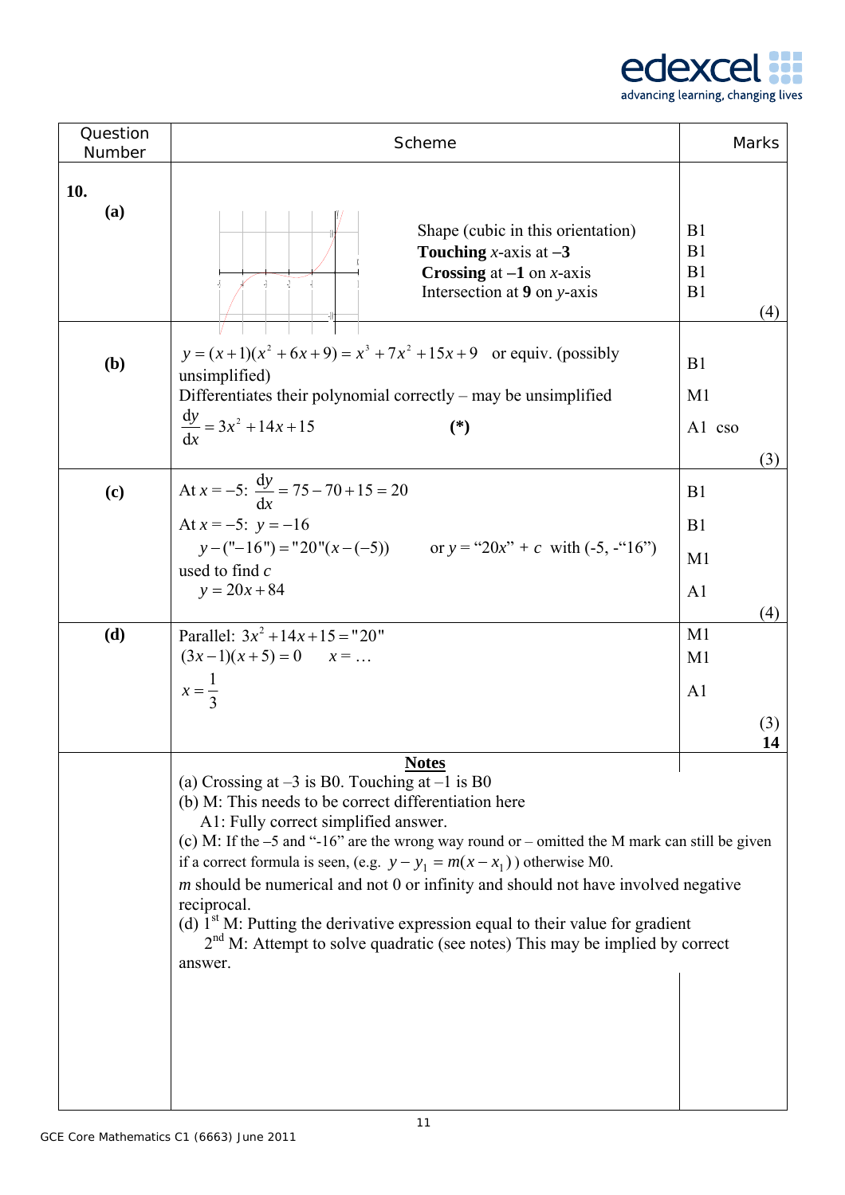| Question Number | Scheme | Marks |
|---|---|---|
| **10.** **(a)** | Shape (cubic in this orientation) | B1 |
| | **Touching** $x$-axis at **–3** | B1 |
| | **Crossing** at **–1** on $x$-axis | B1 |
| | Intersection at **9** on $y$-axis | B1 |
| | | (4) |
| **(b)** | $y = (x+1)(x^2+6x+9) = x^3+7x^2+15x+9$ or equiv. (possibly unsimplified) | B1 |
| | Differentiates their polynomial correctly – may be unsimplified | M1 |
| | $\frac{dy}{dx} = 3x^2+14x+15$ **(\*)** | A1 cso |
| | | (3) |
| **(c)** | At $x=-5$: $\frac{dy}{dx} = 75-70+15 = 20$ | B1 |
| | At $x=-5$: $y=-16$ | B1 |
| | $y-(\text{"}-16\text{"}) = \text{"}20\text{"}(x-(-5))$ or $y$ = "$20x$" + $c$ with (-5, -"16") used to find $c$ | M1 |
| | $y = 20x+84$ | A1 |
| | | (4) |
| **(d)** | Parallel: $3x^2+14x+15 = \text{"}20\text{"}$ | M1 |
| | $(3x-1)(x+5)=0$ $x=\ldots$ | M1 |
| | $x=\frac{1}{3}$ | A1 |
| | | (3) **14** |

**Notes**

(a) Crossing at –3 is B0. Touching at –1 is B0

(b) M: This needs to be correct differentiation here

A1: Fully correct simplified answer.

(c) M: If the –5 and "-16" are the wrong way round or – omitted the M mark can still be given if a correct formula is seen, (e.g. $y - y_1 = m(x - x_1)$) otherwise M0.

$m$ should be numerical and not 0 or infinity and should not have involved negative reciprocal.

(d) 1st M: Putting the derivative expression equal to their value for gradient

2nd M: Attempt to solve quadratic (see notes) This may be implied by correct answer.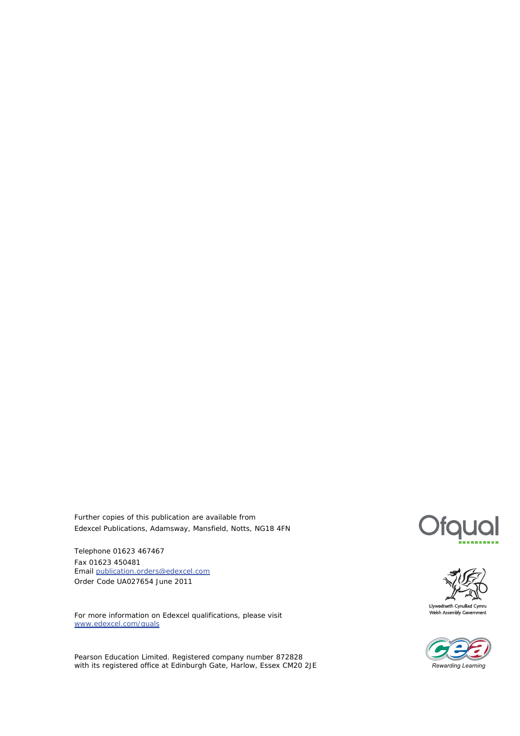Further copies of this publication are available from
Edexcel Publications, Adamsway, Mansfield, Notts, NG18 4FN

Telephone 01623 467467
Fax 01623 450481
Email publication.orders@edexcel.com
Order Code UA027654 June 2011

For more information on Edexcel qualifications, please visit
www.edexcel.com/quals

Pearson Education Limited. Registered company number 872828
with its registered office at Edinburgh Gate, Harlow, Essex CM20 2JE

Ofqual

Llywodraeth Cynulliad Cymru
Welsh Assembly Government

Rewarding Learning